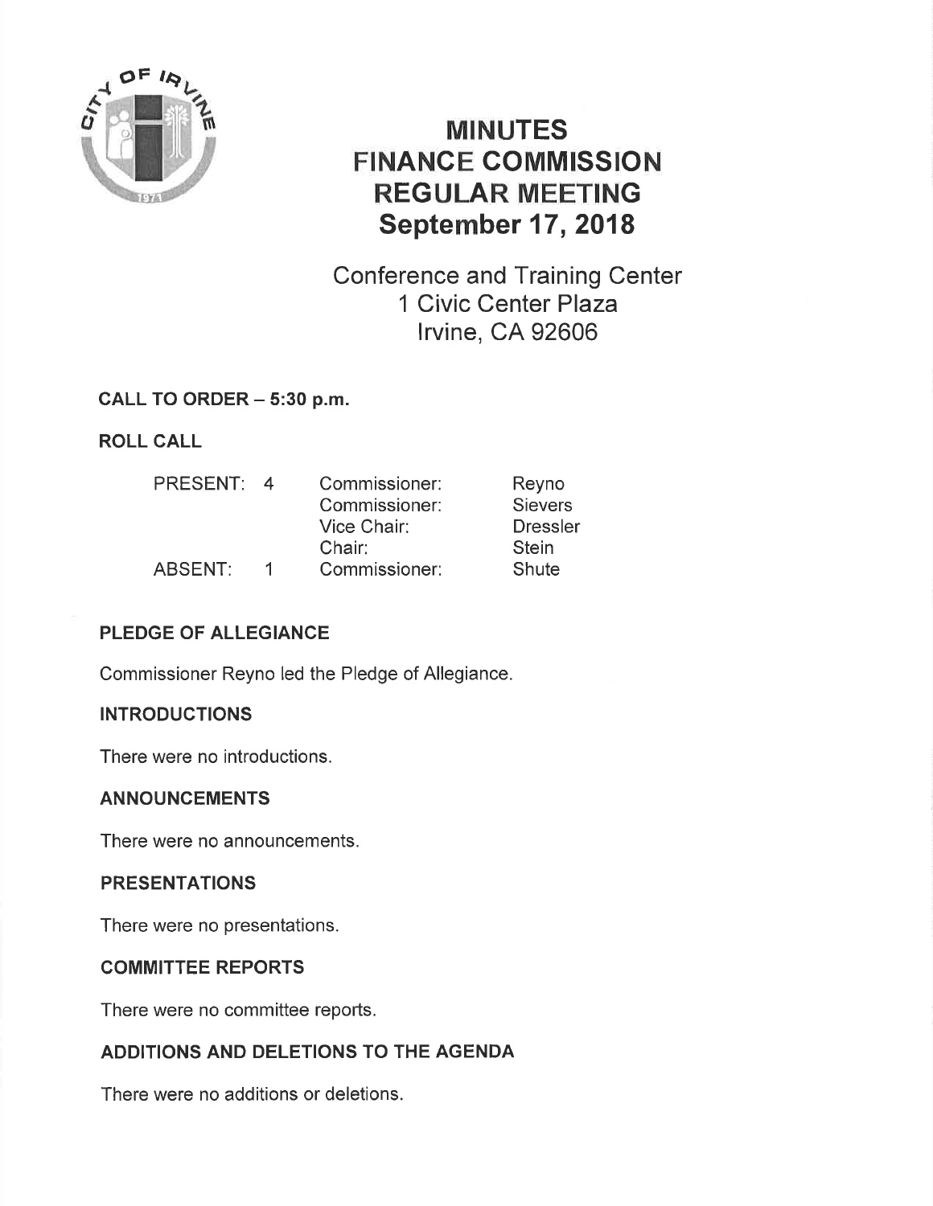# MINUTES
# FINANCE COMMISSION
# REGULAR MEETING
# September 17, 2018

Conference and Training Center
1 Civic Center Plaza
Irvine, CA 92606

**CALL TO ORDER – 5:30 p.m.**

**ROLL CALL**

| | | | |
|---|---|---|---|
| PRESENT: | 4 | Commissioner: | Reyno |
| | | Commissioner: | Sievers |
| | | Vice Chair: | Dressler |
| | | Chair: | Stein |
| ABSENT: | 1 | Commissioner: | Shute |

**PLEDGE OF ALLEGIANCE**

Commissioner Reyno led the Pledge of Allegiance.

**INTRODUCTIONS**

There were no introductions.

**ANNOUNCEMENTS**

There were no announcements.

**PRESENTATIONS**

There were no presentations.

**COMMITTEE REPORTS**

There were no committee reports.

**ADDITIONS AND DELETIONS TO THE AGENDA**

There were no additions or deletions.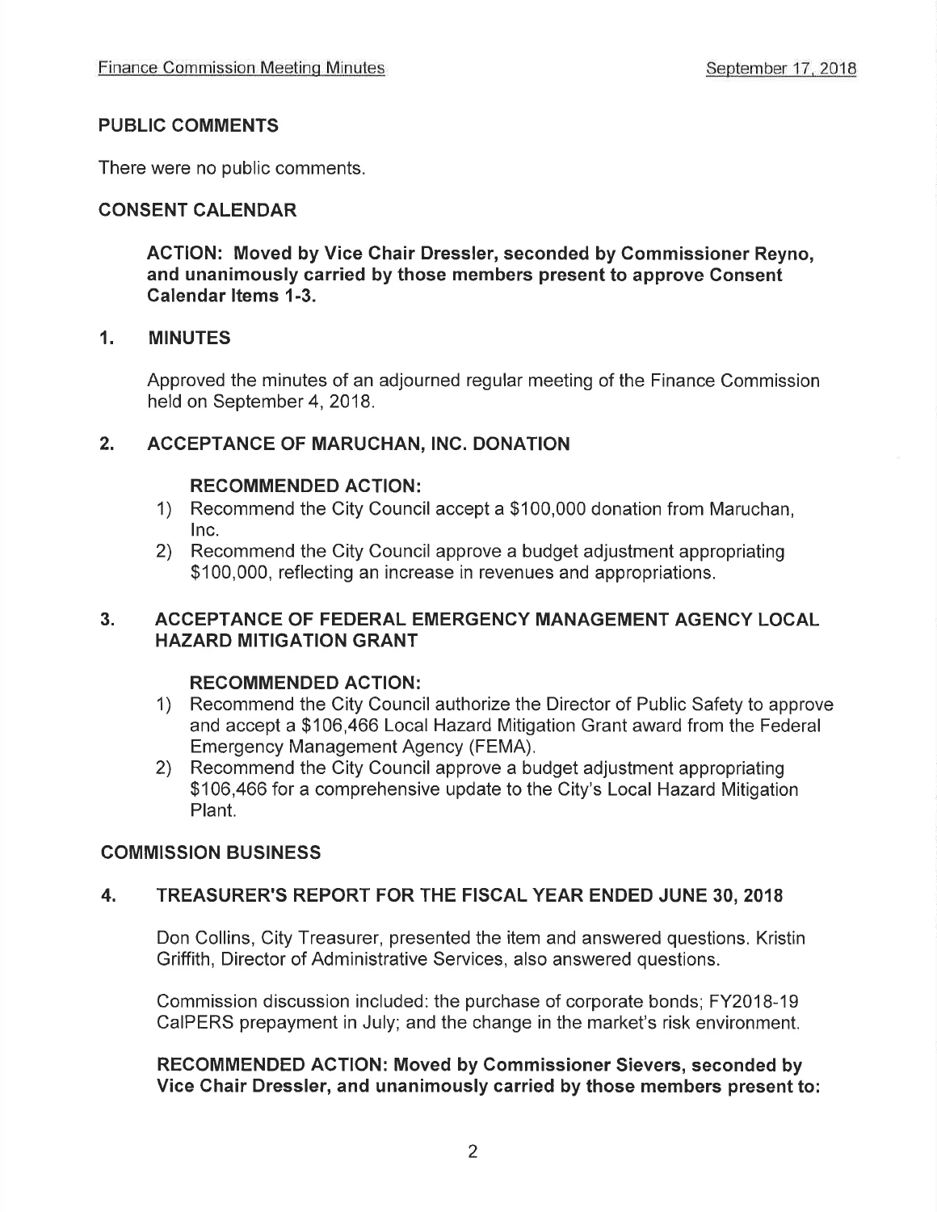## PUBLIC COMMENTS

There were no public comments.

## CONSENT CALENDAR

**ACTION: Moved by Vice Chair Dressler, seconded by Commissioner Reyno, and unanimously carried by those members present to approve Consent Calendar Items 1-3.**

### 1. MINUTES

Approved the minutes of an adjourned regular meeting of the Finance Commission held on September 4, 2018.

### 2. ACCEPTANCE OF MARUCHAN, INC. DONATION

**RECOMMENDED ACTION:**

1) Recommend the City Council accept a $100,000 donation from Maruchan, Inc.
2) Recommend the City Council approve a budget adjustment appropriating $100,000, reflecting an increase in revenues and appropriations.

### 3. ACCEPTANCE OF FEDERAL EMERGENCY MANAGEMENT AGENCY LOCAL HAZARD MITIGATION GRANT

**RECOMMENDED ACTION:**

1) Recommend the City Council authorize the Director of Public Safety to approve and accept a $106,466 Local Hazard Mitigation Grant award from the Federal Emergency Management Agency (FEMA).
2) Recommend the City Council approve a budget adjustment appropriating $106,466 for a comprehensive update to the City's Local Hazard Mitigation Plant.

## COMMISSION BUSINESS

### 4. TREASURER'S REPORT FOR THE FISCAL YEAR ENDED JUNE 30, 2018

Don Collins, City Treasurer, presented the item and answered questions. Kristin Griffith, Director of Administrative Services, also answered questions.

Commission discussion included: the purchase of corporate bonds; FY2018-19 CalPERS prepayment in July; and the change in the market's risk environment.

**RECOMMENDED ACTION: Moved by Commissioner Sievers, seconded by Vice Chair Dressler, and unanimously carried by those members present to:**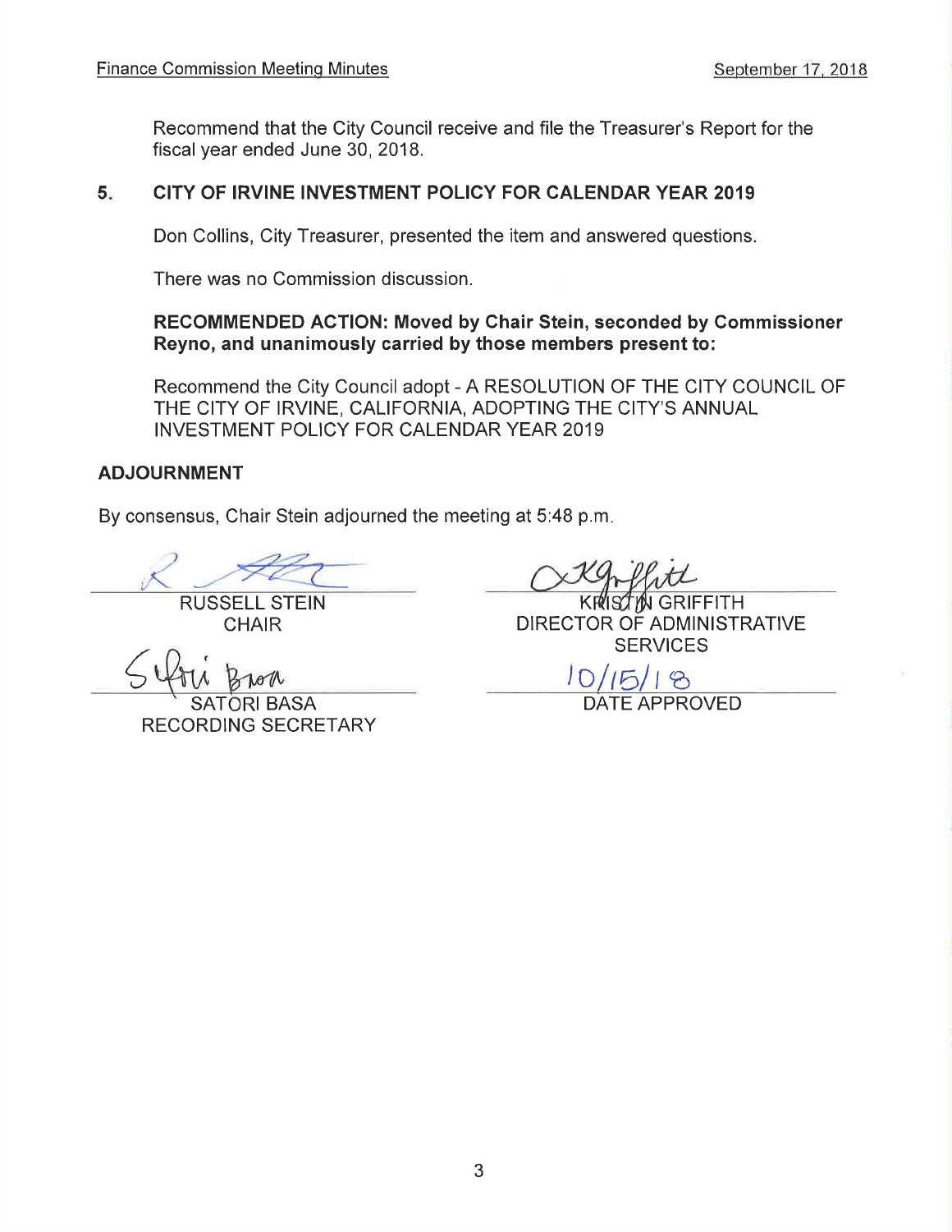Recommend that the City Council receive and file the Treasurer's Report for the fiscal year ended June 30, 2018.

## 5. CITY OF IRVINE INVESTMENT POLICY FOR CALENDAR YEAR 2019

Don Collins, City Treasurer, presented the item and answered questions.

There was no Commission discussion.

**RECOMMENDED ACTION: Moved by Chair Stein, seconded by Commissioner Reyno, and unanimously carried by those members present to:**

Recommend the City Council adopt - A RESOLUTION OF THE CITY COUNCIL OF THE CITY OF IRVINE, CALIFORNIA, ADOPTING THE CITY'S ANNUAL INVESTMENT POLICY FOR CALENDAR YEAR 2019

## ADJOURNMENT

By consensus, Chair Stein adjourned the meeting at 5:48 p.m.

RUSSELL STEIN
CHAIR

SATORI BASA
RECORDING SECRETARY

KRISTIN GRIFFITH
DIRECTOR OF ADMINISTRATIVE SERVICES

10/15/18
DATE APPROVED